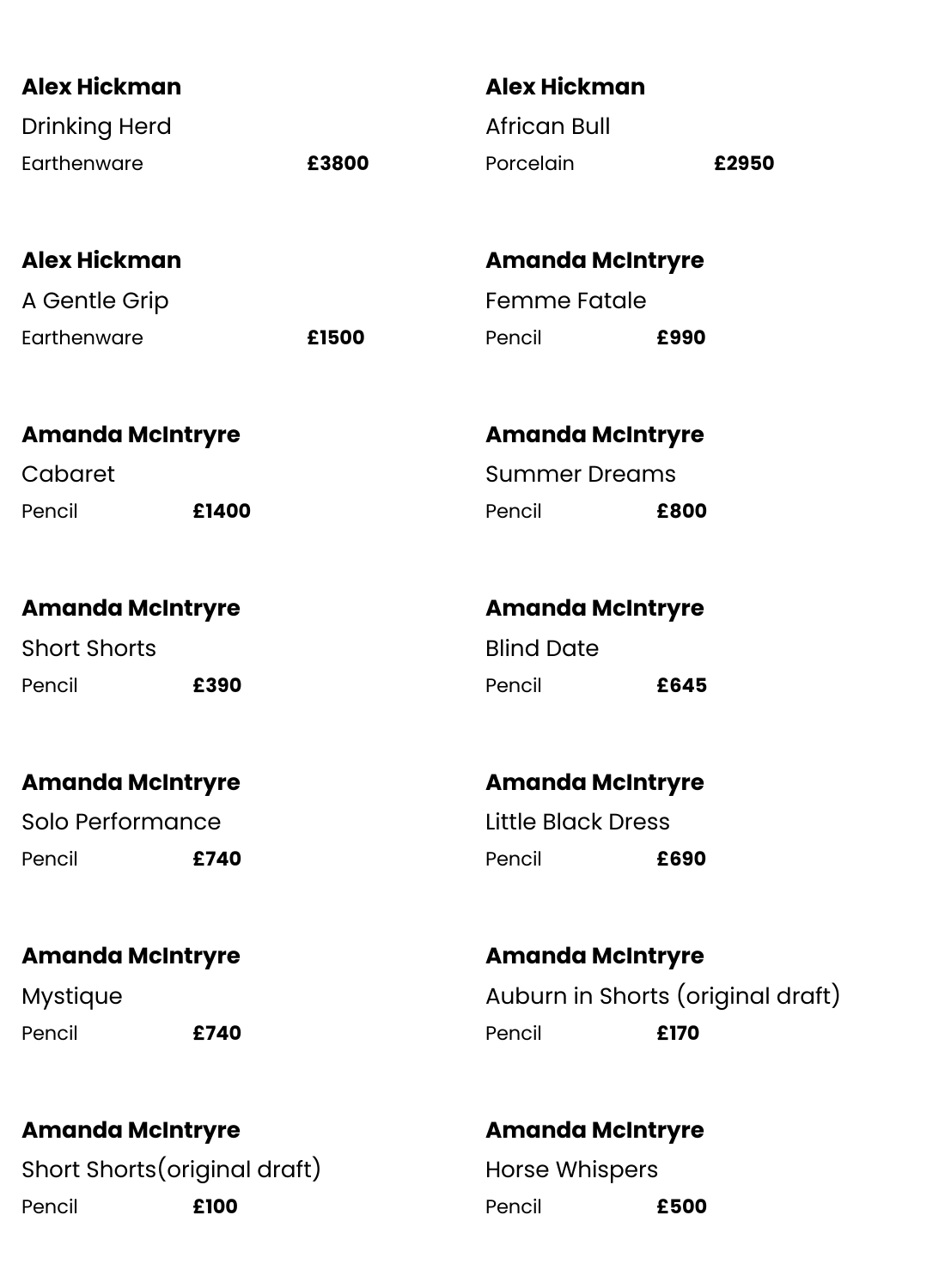**Alex Hickman**

Drinking Herd

Earthenware **£3800**

**Alex Hickman**

African Bull

Porcelain **£2950**

**Alex Hickman**

A Gentle Grip

Earthenware **£1500**

**Amanda McIntryre**

Femme Fatale

Pencil **£990**

**Amanda McIntryre**

Cabaret

Pencil **£1400**

**Amanda McIntryre**

Summer Dreams

Pencil **£800**

**Amanda McIntryre**

Short Shorts

Pencil **£390**

**Amanda McIntryre**

Blind Date

Pencil **£645**

**Amanda McIntryre**

Solo Performance

Pencil **£740**

**Amanda McIntryre**

Little Black Dress

Pencil **£690**

**Amanda McIntryre**

Mystique

Pencil **£740**

**Amanda McIntryre**

Auburn in Shorts (original draft)

Pencil **£170**

**Amanda McIntryre**

Short Shorts(original draft)

Pencil **£100**

**Amanda McIntryre**

Horse Whispers

Pencil **£500**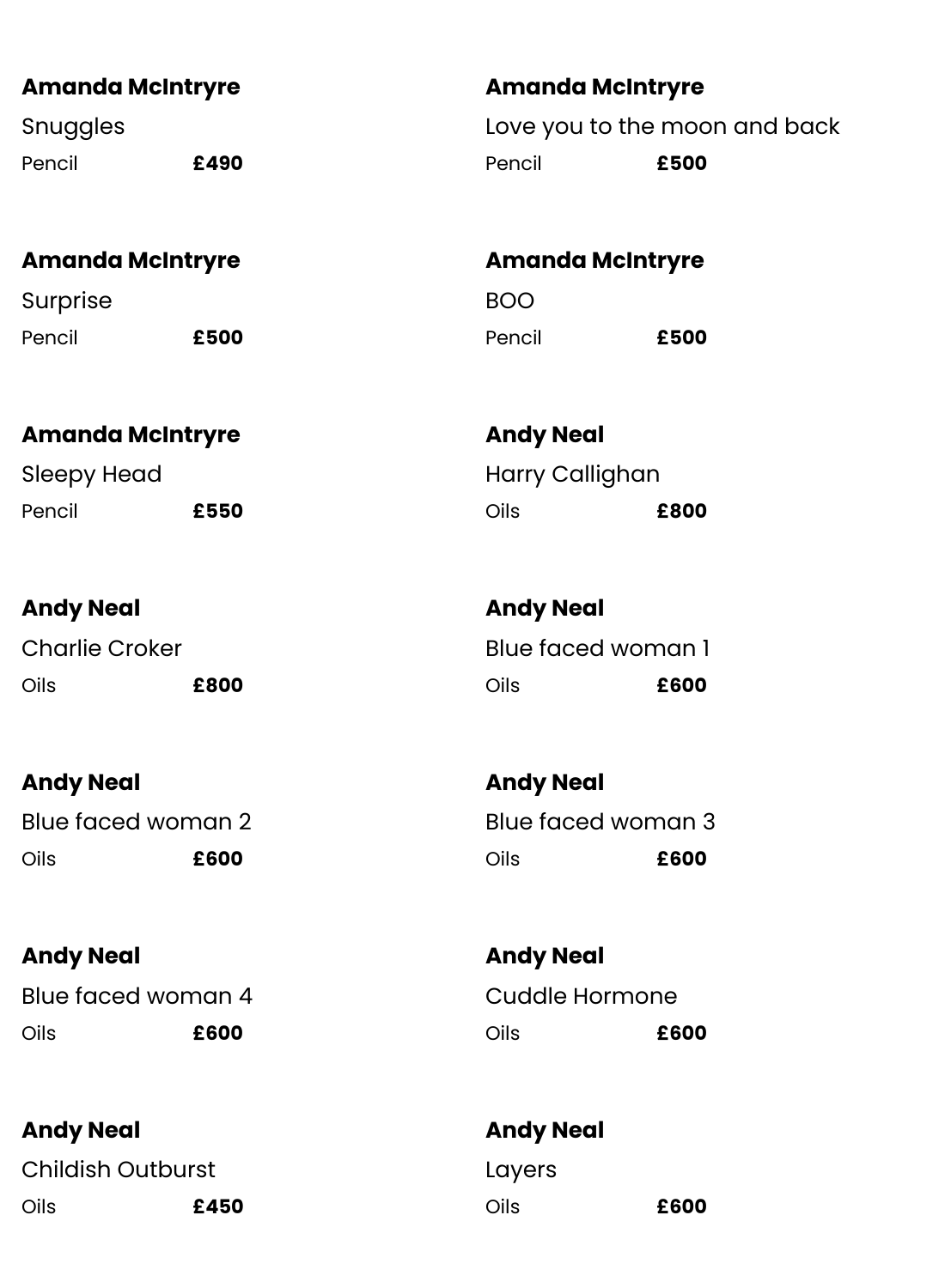**Amanda McIntryre**

Snuggles

Pencil **£490**

**Amanda McIntryre**

Love you to the moon and back

Pencil **£500**

**Amanda McIntryre**

Surprise

Pencil **£500**

**Amanda McIntryre**

BOO

Pencil **£500**

**Amanda McIntryre**

Sleepy Head

Pencil **£550**

**Andy Neal**

Harry Callighan

Oils **£800**

**Andy Neal**

Charlie Croker

Oils **£800**

**Andy Neal**

Blue faced woman 1

Oils **£600**

**Andy Neal**

Blue faced woman 2

Oils **£600**

**Andy Neal**

Blue faced woman 3

Oils **£600**

**Andy Neal**

Blue faced woman 4

Oils **£600**

**Andy Neal**

Cuddle Hormone

Oils **£600**

**Andy Neal**

Childish Outburst

Oils **£450**

**Andy Neal**

Layers

Oils **£600**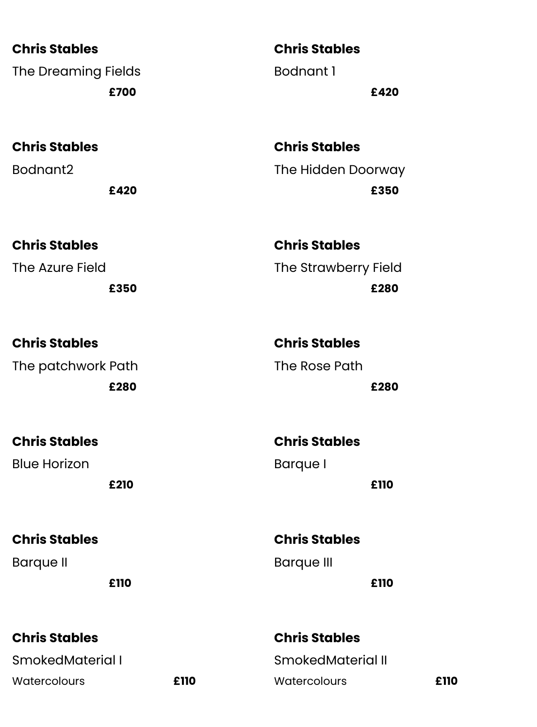**Chris Stables**

The Dreaming Fields

**£700**

**Chris Stables**

Bodnant 1

**£420**

**Chris Stables**

Bodnant2

**£420**

**Chris Stables**

The Hidden Doorway

**£350**

**Chris Stables**

The Azure Field

**£350**

**Chris Stables**

The Strawberry Field

**£280**

**Chris Stables**

The patchwork Path

**£280**

**Chris Stables**

The Rose Path

**£280**

**Chris Stables**

Blue Horizon

**£210**

**Chris Stables**

Barque I

**£110**

**Chris Stables**

Barque II

**£110**

**Chris Stables**

Barque III

**£110**

**Chris Stables**

SmokedMaterial I

Watercolours **£110**

**Chris Stables**

SmokedMaterial II

Watercolours **£110**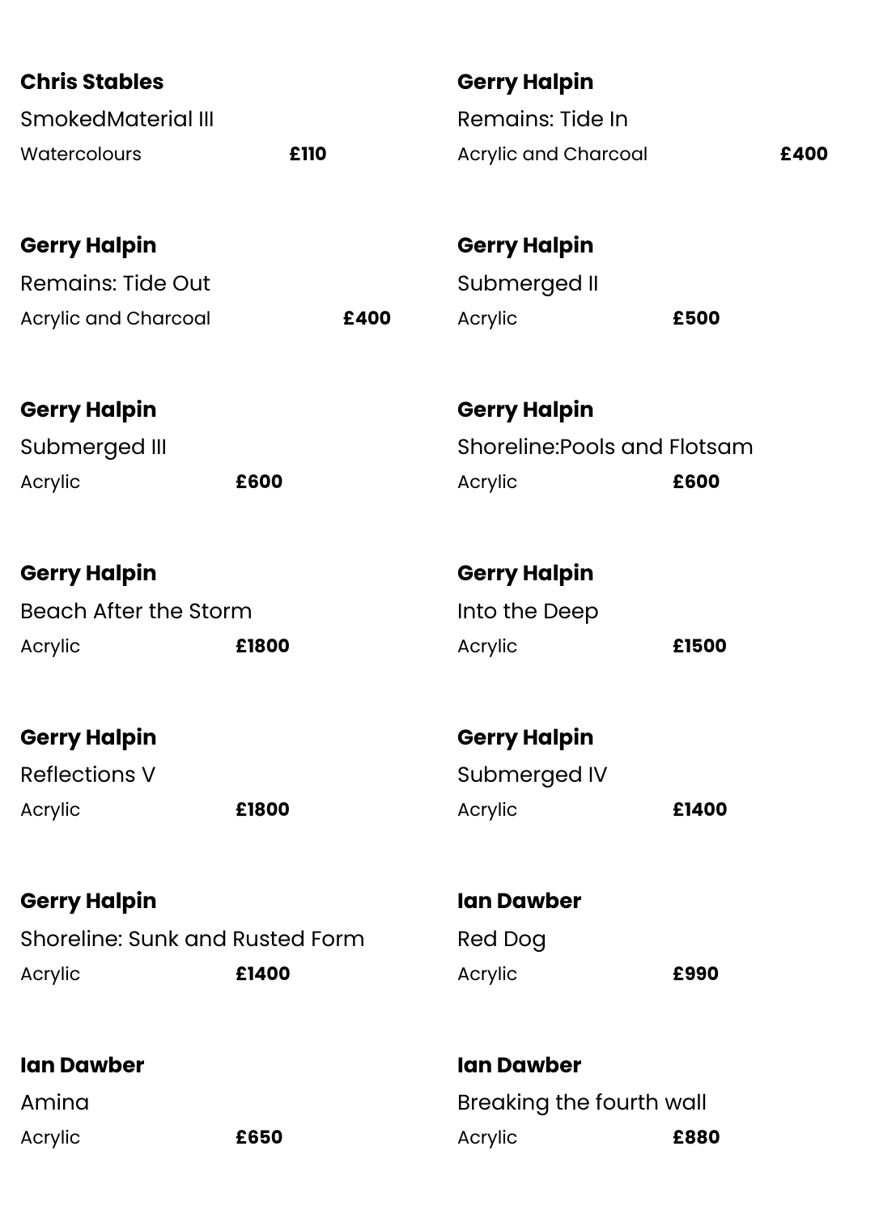**Chris Stables**

SmokedMaterial III

Watercolours **£110**

**Gerry Halpin**

Remains: Tide In

Acrylic and Charcoal **£400**

**Gerry Halpin**

Remains: Tide Out

Acrylic and Charcoal **£400**

**Gerry Halpin**

Submerged II

Acrylic **£500**

**Gerry Halpin**

Submerged III

Acrylic **£600**

**Gerry Halpin**

Shoreline:Pools and Flotsam

Acrylic **£600**

**Gerry Halpin**

Beach After the Storm

Acrylic **£1800**

**Gerry Halpin**

Into the Deep

Acrylic **£1500**

**Gerry Halpin**

Reflections V

Acrylic **£1800**

**Gerry Halpin**

Submerged IV

Acrylic **£1400**

**Gerry Halpin**

Shoreline: Sunk and Rusted Form

Acrylic **£1400**

**Ian Dawber**

Red Dog

Acrylic **£990**

**Ian Dawber**

Amina

Acrylic **£650**

**Ian Dawber**

Breaking the fourth wall

Acrylic **£880**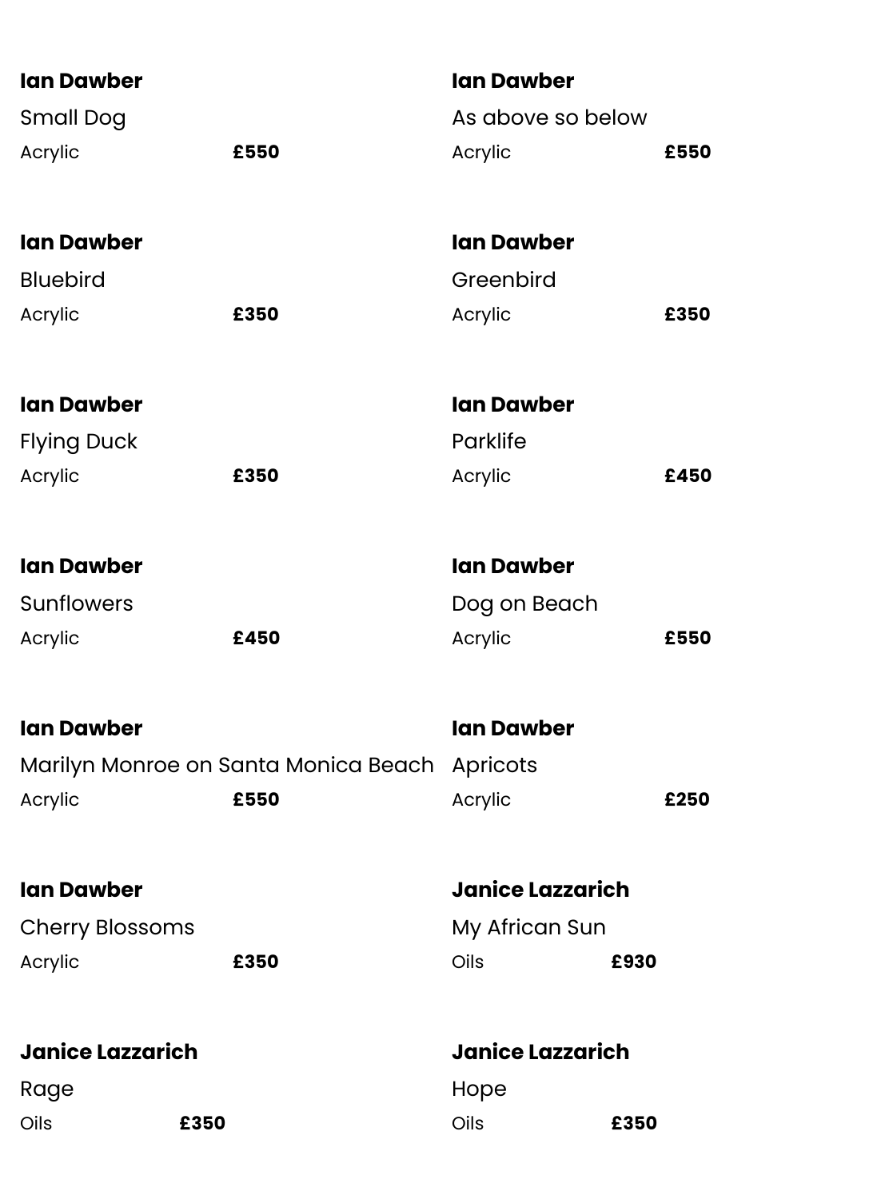**Ian Dawber**

Small Dog

Acrylic **£550**

**Ian Dawber**

As above so below

Acrylic **£550**

**Ian Dawber**

Bluebird

Acrylic **£350**

**Ian Dawber**

Greenbird

Acrylic **£350**

**Ian Dawber**

Flying Duck

Acrylic **£350**

**Ian Dawber**

Parklife

Acrylic **£450**

**Ian Dawber**

Sunflowers

Acrylic **£450**

**Ian Dawber**

Dog on Beach

Acrylic **£550**

**Ian Dawber**

Marilyn Monroe on Santa Monica Beach

Acrylic **£550**

**Ian Dawber**

Apricots

Acrylic **£250**

**Ian Dawber**

Cherry Blossoms

Acrylic **£350**

**Janice Lazzarich**

My African Sun

Oils **£930**

**Janice Lazzarich**

Rage

Oils **£350**

**Janice Lazzarich**

Hope

Oils **£350**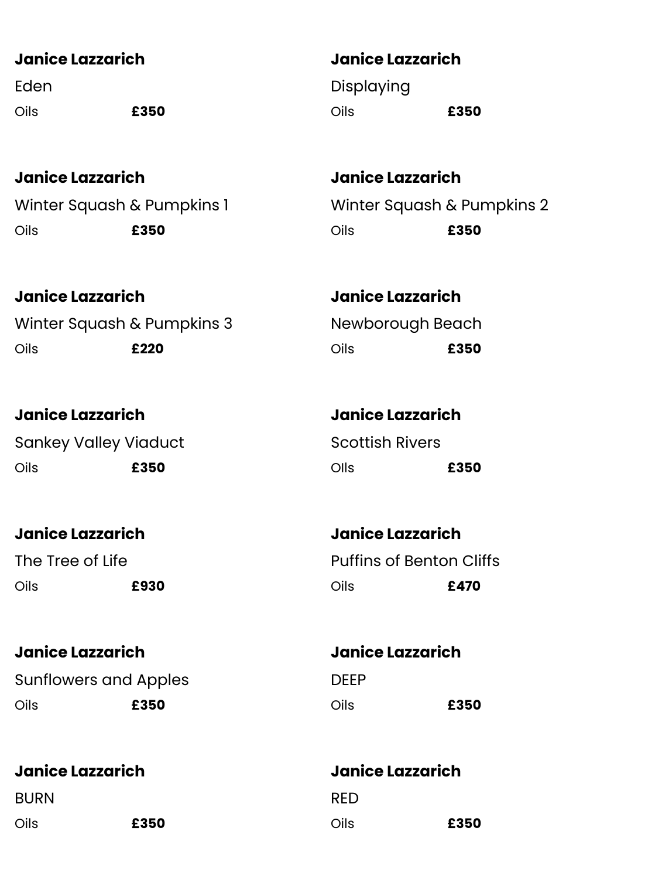**Janice Lazzarich**

Eden

Oils **£350**

**Janice Lazzarich**

Displaying

Oils **£350**

**Janice Lazzarich**

Winter Squash & Pumpkins 1

Oils **£350**

**Janice Lazzarich**

Winter Squash & Pumpkins 2

Oils **£350**

**Janice Lazzarich**

Winter Squash & Pumpkins 3

Oils **£220**

**Janice Lazzarich**

Newborough Beach

Oils **£350**

**Janice Lazzarich**

Sankey Valley Viaduct

Oils **£350**

**Janice Lazzarich**

Scottish Rivers

Oils **£350**

**Janice Lazzarich**

The Tree of Life

Oils **£930**

**Janice Lazzarich**

Puffins of Benton Cliffs

Oils **£470**

**Janice Lazzarich**

Sunflowers and Apples

Oils **£350**

**Janice Lazzarich**

DEEP

Oils **£350**

**Janice Lazzarich**

BURN

Oils **£350**

**Janice Lazzarich**

RED

Oils **£350**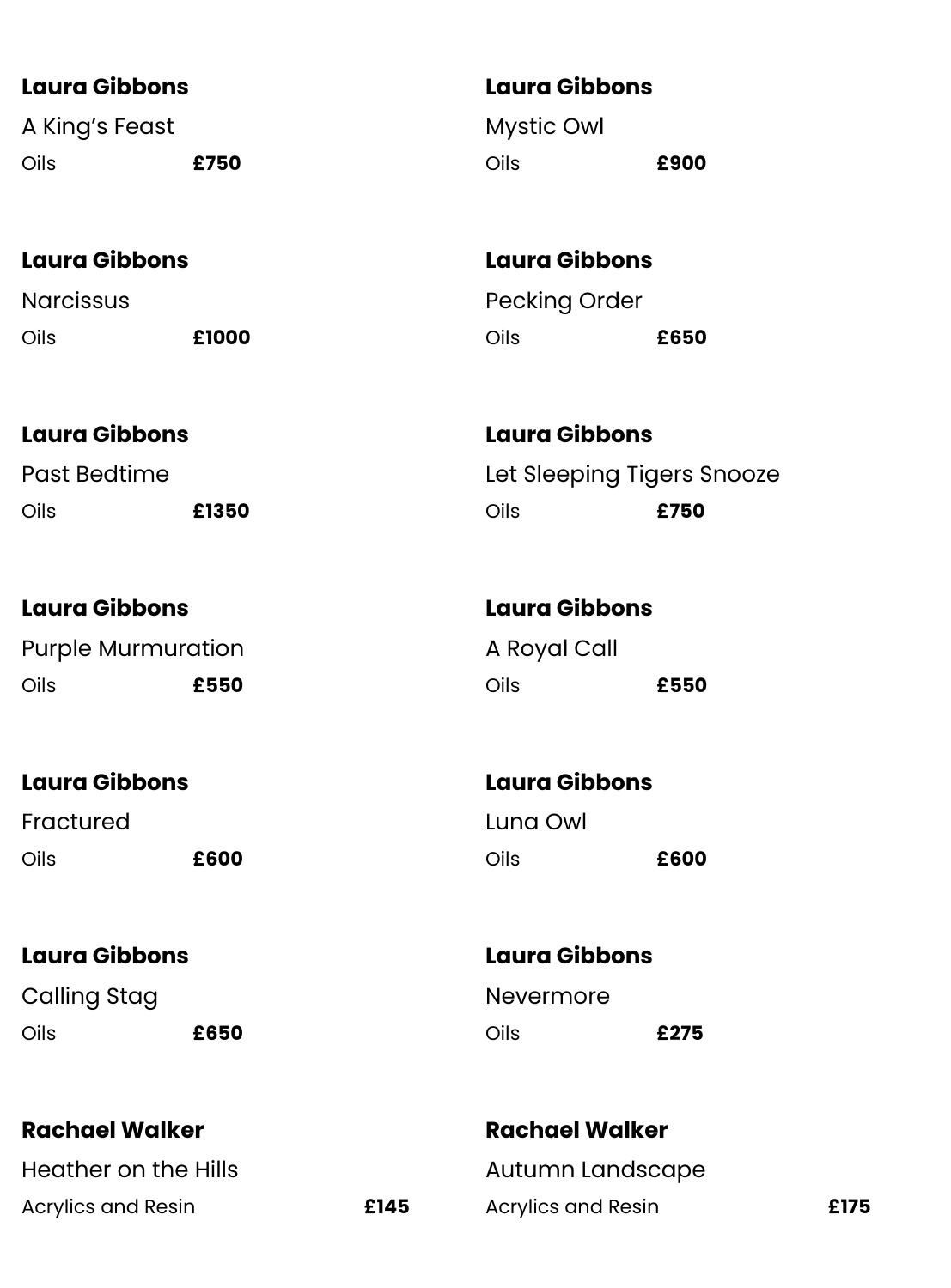**Laura Gibbons**

A King's Feast

Oils **£750**

**Laura Gibbons**

Mystic Owl

Oils **£900**

**Laura Gibbons**

Narcissus

Oils **£1000**

**Laura Gibbons**

Pecking Order

Oils **£650**

**Laura Gibbons**

Past Bedtime

Oils **£1350**

**Laura Gibbons**

Let Sleeping Tigers Snooze

Oils **£750**

**Laura Gibbons**

Purple Murmuration

Oils **£550**

**Laura Gibbons**

A Royal Call

Oils **£550**

**Laura Gibbons**

Fractured

Oils **£600**

**Laura Gibbons**

Luna Owl

Oils **£600**

**Laura Gibbons**

Calling Stag

Oils **£650**

**Laura Gibbons**

Nevermore

Oils **£275**

**Rachael Walker**

Heather on the Hills

Acrylics and Resin **£145**

**Rachael Walker**

Autumn Landscape

Acrylics and Resin **£175**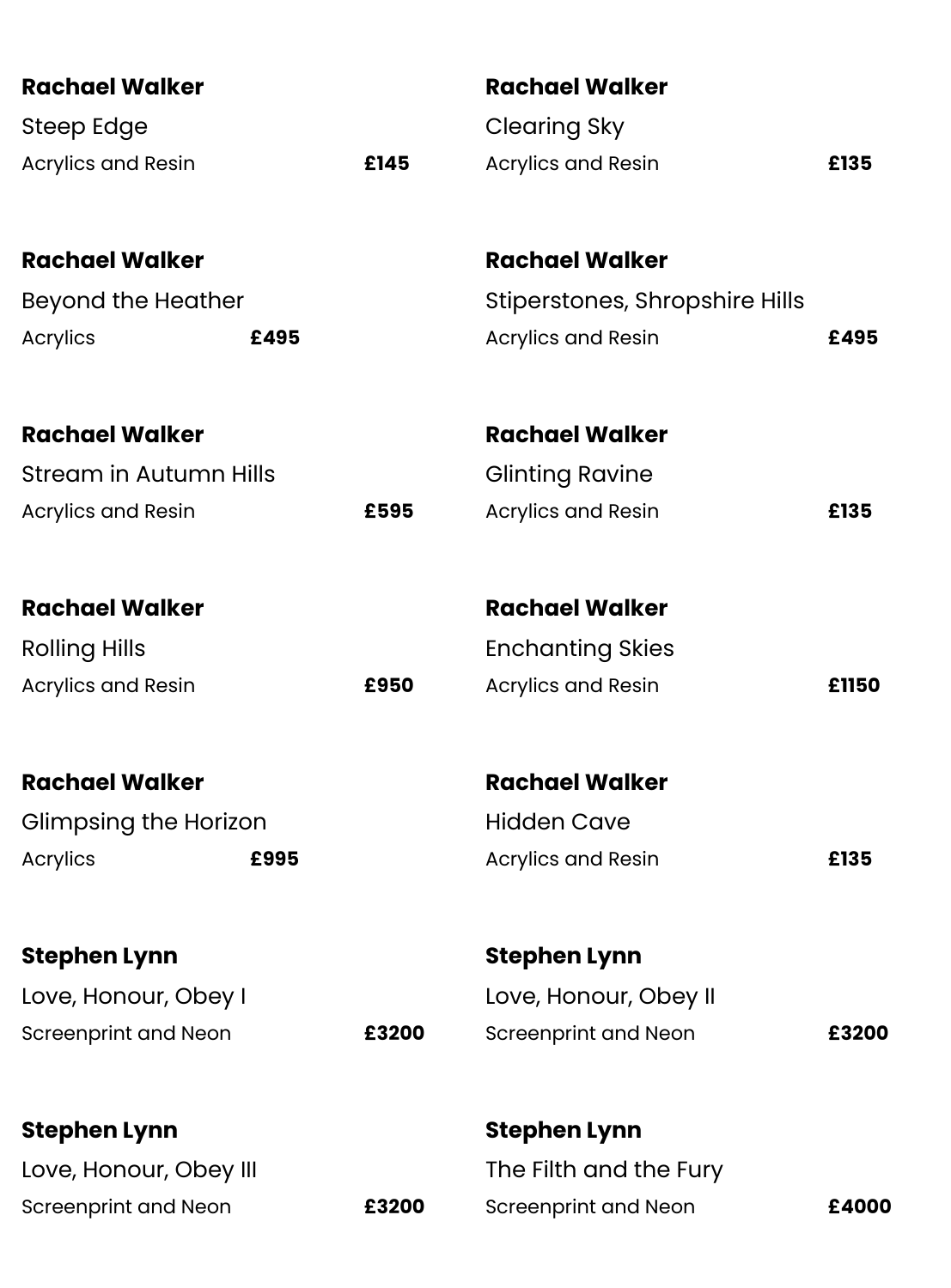**Rachael Walker**

Steep Edge

Acrylics and Resin **£145**

**Rachael Walker**

Clearing Sky

Acrylics and Resin **£135**

**Rachael Walker**

Beyond the Heather

Acrylics **£495**

**Rachael Walker**

Stiperstones, Shropshire Hills

Acrylics and Resin **£495**

**Rachael Walker**

Stream in Autumn Hills

Acrylics and Resin **£595**

**Rachael Walker**

Glinting Ravine

Acrylics and Resin **£135**

**Rachael Walker**

Rolling Hills

Acrylics and Resin **£950**

**Rachael Walker**

Enchanting Skies

Acrylics and Resin **£1150**

**Rachael Walker**

Glimpsing the Horizon

Acrylics **£995**

**Rachael Walker**

Hidden Cave

Acrylics and Resin **£135**

**Stephen Lynn**

Love, Honour, Obey I

Screenprint and Neon **£3200**

**Stephen Lynn**

Love, Honour, Obey II

Screenprint and Neon **£3200**

**Stephen Lynn**

Love, Honour, Obey III

Screenprint and Neon **£3200**

**Stephen Lynn**

The Filth and the Fury

Screenprint and Neon **£4000**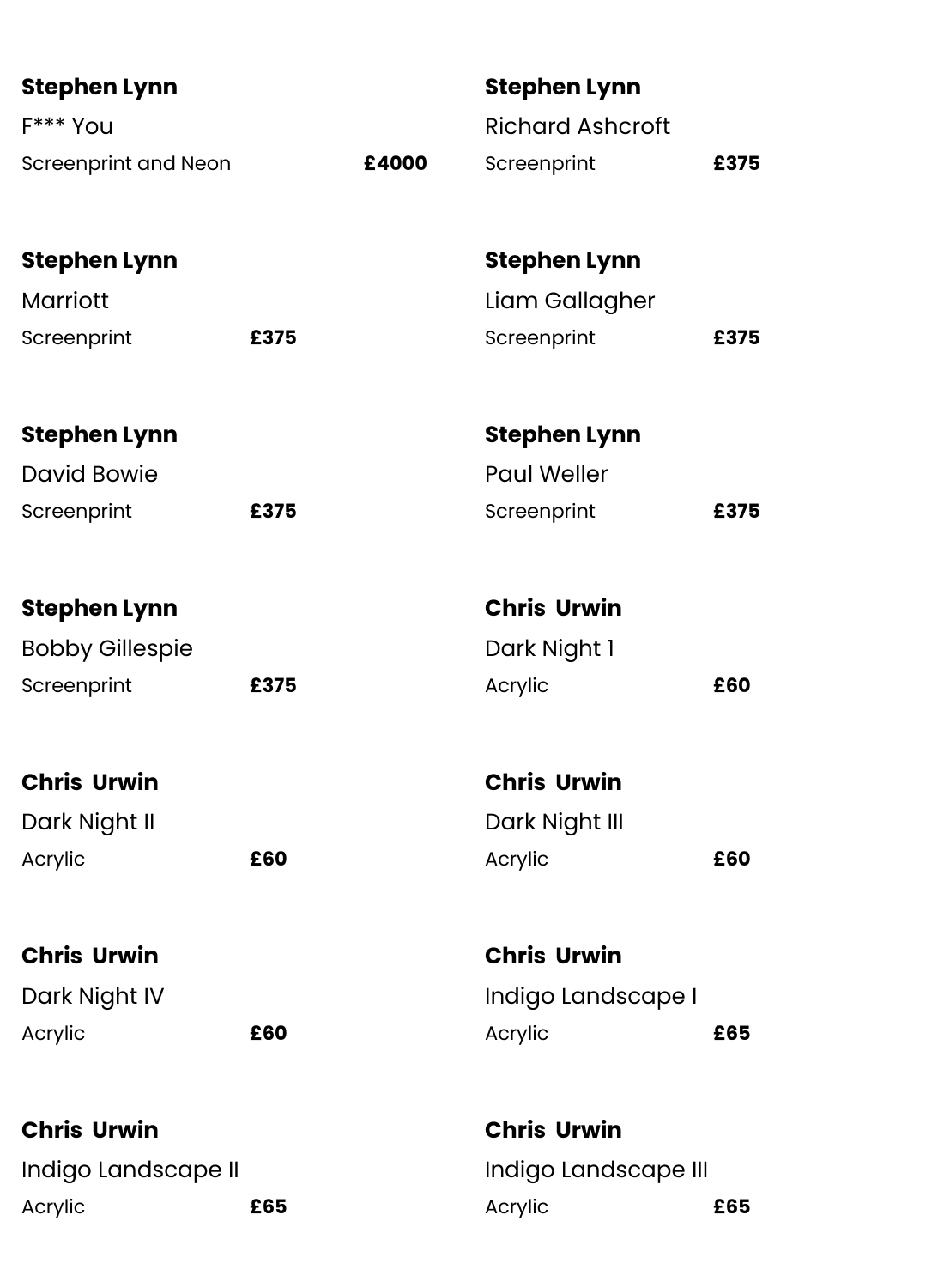**Stephen Lynn**

F*** You

Screenprint and Neon **£4000**

**Stephen Lynn**

Richard Ashcroft

Screenprint **£375**

**Stephen Lynn**

Marriott

Screenprint **£375**

**Stephen Lynn**

Liam Gallagher

Screenprint **£375**

**Stephen Lynn**

David Bowie

Screenprint **£375**

**Stephen Lynn**

Paul Weller

Screenprint **£375**

**Stephen Lynn**

Bobby Gillespie

Screenprint **£375**

**Chris Urwin**

Dark Night 1

Acrylic **£60**

**Chris Urwin**

Dark Night II

Acrylic **£60**

**Chris Urwin**

Dark Night III

Acrylic **£60**

**Chris Urwin**

Dark Night IV

Acrylic **£60**

**Chris Urwin**

Indigo Landscape I

Acrylic **£65**

**Chris Urwin**

Indigo Landscape II

Acrylic **£65**

**Chris Urwin**

Indigo Landscape III

Acrylic **£65**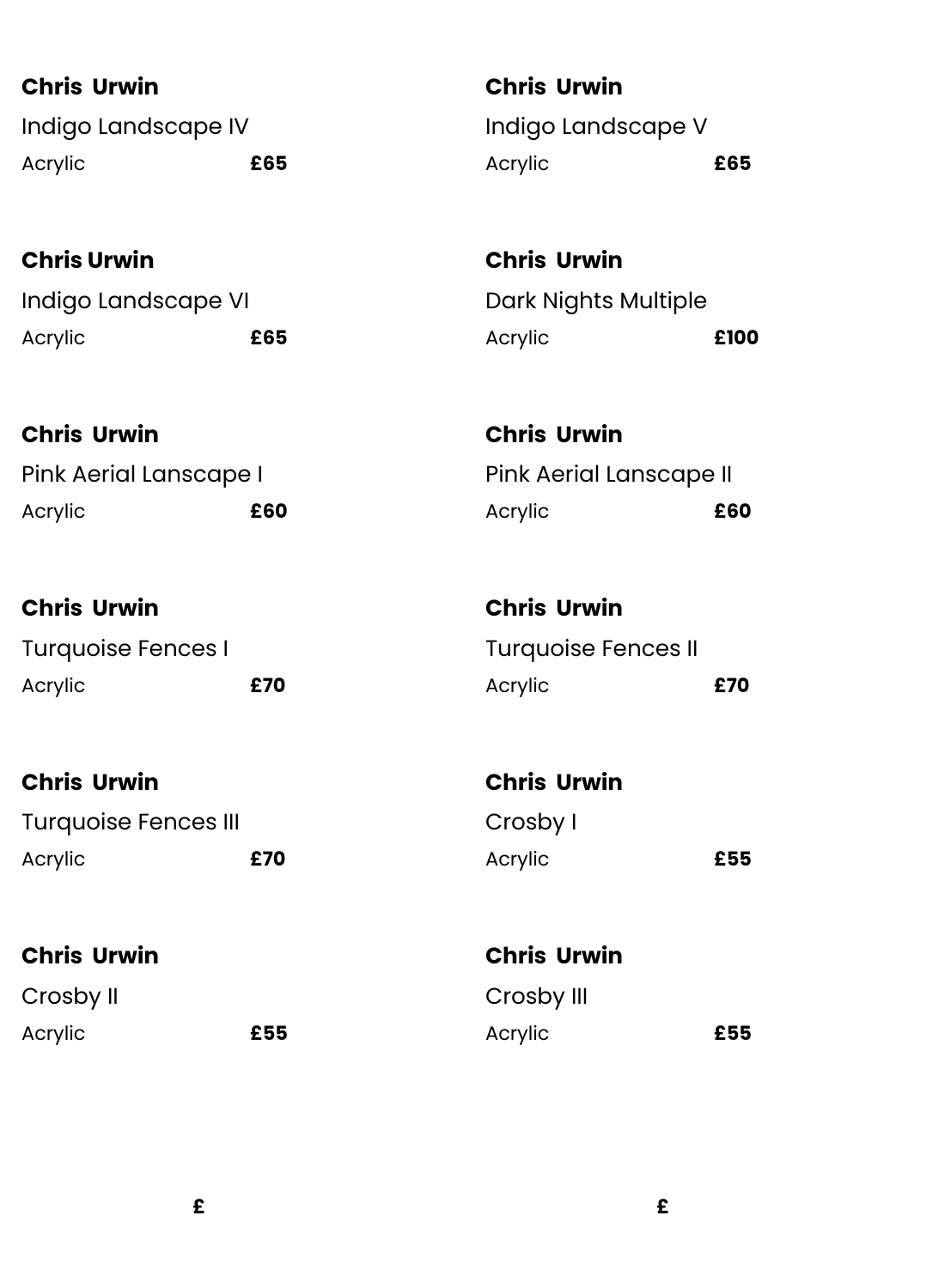**Chris Urwin**

Indigo Landscape IV

Acrylic **£65**

**Chris Urwin**

Indigo Landscape V

Acrylic **£65**

**Chris Urwin**

Indigo Landscape VI

Acrylic **£65**

**Chris Urwin**

Dark Nights Multiple

Acrylic **£100**

**Chris Urwin**

Pink Aerial Lanscape I

Acrylic **£60**

**Chris Urwin**

Pink Aerial Lanscape II

Acrylic **£60**

**Chris Urwin**

Turquoise Fences I

Acrylic **£70**

**Chris Urwin**

Turquoise Fences II

Acrylic **£70**

**Chris Urwin**

Turquoise Fences III

Acrylic **£70**

**Chris Urwin**

Crosby I

Acrylic **£55**

**Chris Urwin**

Crosby II

Acrylic **£55**

**Chris Urwin**

Crosby III

Acrylic **£55**

**£**

**£**